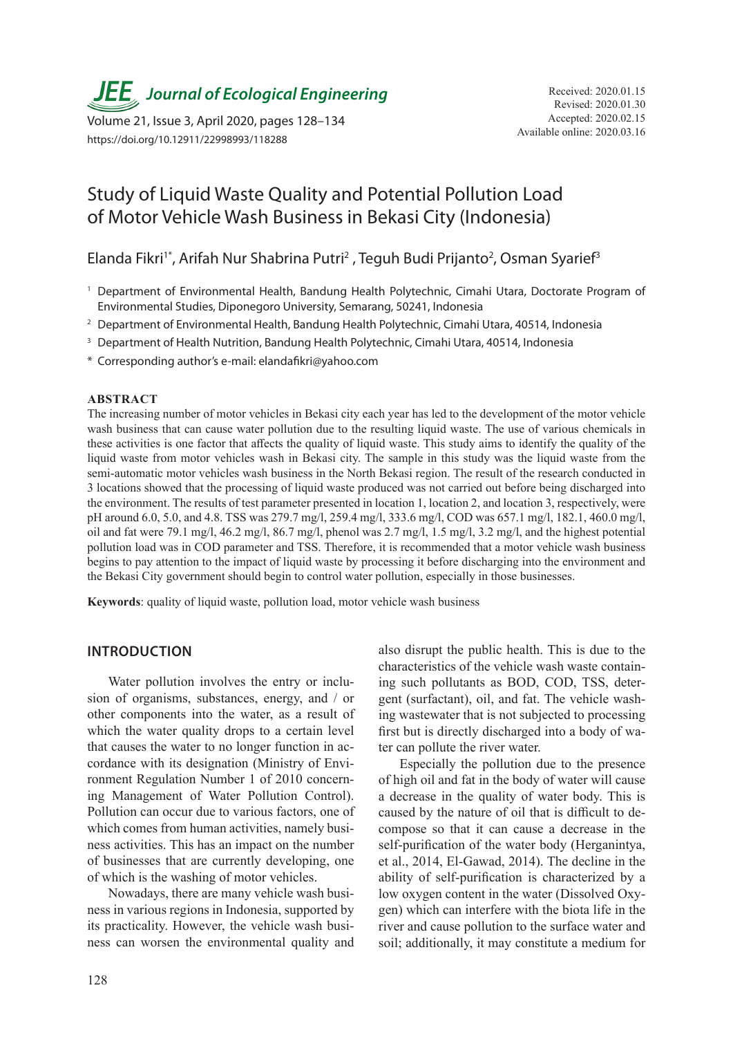# Study of Liquid Waste Quality and Potential Pollution Load of Motor Vehicle Wash Business in Bekasi City (Indonesia)

Received: 2020.01.15
Revised: 2020.01.30
Accepted: 2020.02.15
Available online: 2020.03.16

Elanda Fikri[1*], Arifah Nur Shabrina Putri[2], Teguh Budi Prijanto[2], Osman Syarief[3]

[1] Department of Environmental Health, Bandung Health Polytechnic, Cimahi Utara, Doctorate Program of Environmental Studies, Diponegoro University, Semarang, 50241, Indonesia

[2] Department of Environmental Health, Bandung Health Polytechnic, Cimahi Utara, 40514, Indonesia

[3] Department of Health Nutrition, Bandung Health Polytechnic, Cimahi Utara, 40514, Indonesia

[*] Corresponding author's e-mail: elandafikri@yahoo.com

## ABSTRACT

The increasing number of motor vehicles in Bekasi city each year has led to the development of the motor vehicle wash business that can cause water pollution due to the resulting liquid waste. The use of various chemicals in these activities is one factor that affects the quality of liquid waste. This study aims to identify the quality of the liquid waste from motor vehicles wash in Bekasi city. The sample in this study was the liquid waste from the semi-automatic motor vehicles wash business in the North Bekasi region. The result of the research conducted in 3 locations showed that the processing of liquid waste produced was not carried out before being discharged into the environment. The results of test parameter presented in location 1, location 2, and location 3, respectively, were pH around 6.0, 5.0, and 4.8. TSS was 279.7 mg/l, 259.4 mg/l, 333.6 mg/l, COD was 657.1 mg/l, 182.1, 460.0 mg/l, oil and fat were 79.1 mg/l, 46.2 mg/l, 86.7 mg/l, phenol was 2.7 mg/l, 1.5 mg/l, 3.2 mg/l, and the highest potential pollution load was in COD parameter and TSS. Therefore, it is recommended that a motor vehicle wash business begins to pay attention to the impact of liquid waste by processing it before discharging into the environment and the Bekasi City government should begin to control water pollution, especially in those businesses.

**Keywords**: quality of liquid waste, pollution load, motor vehicle wash business

## INTRODUCTION

Water pollution involves the entry or inclusion of organisms, substances, energy, and / or other components into the water, as a result of which the water quality drops to a certain level that causes the water to no longer function in accordance with its designation (Ministry of Environment Regulation Number 1 of 2010 concerning Management of Water Pollution Control). Pollution can occur due to various factors, one of which comes from human activities, namely business activities. This has an impact on the number of businesses that are currently developing, one of which is the washing of motor vehicles.

Nowadays, there are many vehicle wash business in various regions in Indonesia, supported by its practicality. However, the vehicle wash business can worsen the environmental quality and also disrupt the public health. This is due to the characteristics of the vehicle wash waste containing such pollutants as BOD, COD, TSS, detergent (surfactant), oil, and fat. The vehicle washing wastewater that is not subjected to processing first but is directly discharged into a body of water can pollute the river water.

Especially the pollution due to the presence of high oil and fat in the body of water will cause a decrease in the quality of water body. This is caused by the nature of oil that is difficult to decompose so that it can cause a decrease in the self-purification of the water body (Herganintya, et al., 2014, El-Gawad, 2014). The decline in the ability of self-purification is characterized by a low oxygen content in the water (Dissolved Oxygen) which can interfere with the biota life in the river and cause pollution to the surface water and soil; additionally, it may constitute a medium for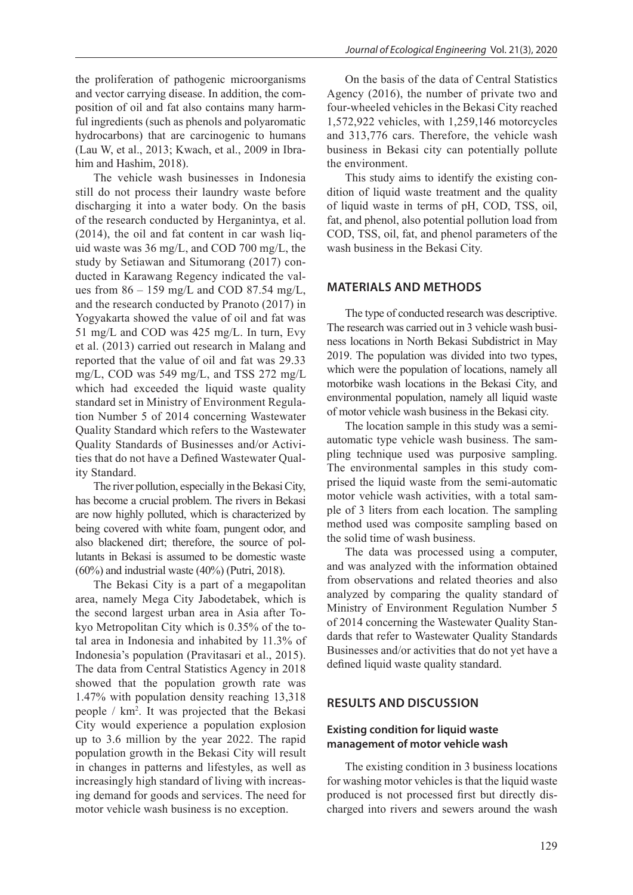the proliferation of pathogenic microorganisms and vector carrying disease. In addition, the composition of oil and fat also contains many harmful ingredients (such as phenols and polyaromatic hydrocarbons) that are carcinogenic to humans (Lau W, et al., 2013; Kwach, et al., 2009 in Ibrahim and Hashim, 2018).

The vehicle wash businesses in Indonesia still do not process their laundry waste before discharging it into a water body. On the basis of the research conducted by Herganintya, et al. (2014), the oil and fat content in car wash liquid waste was 36 mg/L, and COD 700 mg/L, the study by Setiawan and Situmorang (2017) conducted in Karawang Regency indicated the values from 86 – 159 mg/L and COD 87.54 mg/L, and the research conducted by Pranoto (2017) in Yogyakarta showed the value of oil and fat was 51 mg/L and COD was 425 mg/L. In turn, Evy et al. (2013) carried out research in Malang and reported that the value of oil and fat was 29.33 mg/L, COD was 549 mg/L, and TSS 272 mg/L which had exceeded the liquid waste quality standard set in Ministry of Environment Regulation Number 5 of 2014 concerning Wastewater Quality Standard which refers to the Wastewater Quality Standards of Businesses and/or Activities that do not have a Defined Wastewater Quality Standard.

The river pollution, especially in the Bekasi City, has become a crucial problem. The rivers in Bekasi are now highly polluted, which is characterized by being covered with white foam, pungent odor, and also blackened dirt; therefore, the source of pollutants in Bekasi is assumed to be domestic waste (60%) and industrial waste (40%) (Putri, 2018).

The Bekasi City is a part of a megapolitan area, namely Mega City Jabodetabek, which is the second largest urban area in Asia after Tokyo Metropolitan City which is 0.35% of the total area in Indonesia and inhabited by 11.3% of Indonesia's population (Pravitasari et al., 2015). The data from Central Statistics Agency in 2018 showed that the population growth rate was 1.47% with population density reaching 13,318 people / km$^2$. It was projected that the Bekasi City would experience a population explosion up to 3.6 million by the year 2022. The rapid population growth in the Bekasi City will result in changes in patterns and lifestyles, as well as increasingly high standard of living with increasing demand for goods and services. The need for motor vehicle wash business is no exception.

On the basis of the data of Central Statistics Agency (2016), the number of private two and four-wheeled vehicles in the Bekasi City reached 1,572,922 vehicles, with 1,259,146 motorcycles and 313,776 cars. Therefore, the vehicle wash business in Bekasi city can potentially pollute the environment.

This study aims to identify the existing condition of liquid waste treatment and the quality of liquid waste in terms of pH, COD, TSS, oil, fat, and phenol, also potential pollution load from COD, TSS, oil, fat, and phenol parameters of the wash business in the Bekasi City.

## MATERIALS AND METHODS

The type of conducted research was descriptive. The research was carried out in 3 vehicle wash business locations in North Bekasi Subdistrict in May 2019. The population was divided into two types, which were the population of locations, namely all motorbike wash locations in the Bekasi City, and environmental population, namely all liquid waste of motor vehicle wash business in the Bekasi city.

The location sample in this study was a semi-automatic type vehicle wash business. The sampling technique used was purposive sampling. The environmental samples in this study comprised the liquid waste from the semi-automatic motor vehicle wash activities, with a total sample of 3 liters from each location. The sampling method used was composite sampling based on the solid time of wash business.

The data was processed using a computer, and was analyzed with the information obtained from observations and related theories and also analyzed by comparing the quality standard of Ministry of Environment Regulation Number 5 of 2014 concerning the Wastewater Quality Standards that refer to Wastewater Quality Standards Businesses and/or activities that do not yet have a defined liquid waste quality standard.

## RESULTS AND DISCUSSION

### Existing condition for liquid waste management of motor vehicle wash

The existing condition in 3 business locations for washing motor vehicles is that the liquid waste produced is not processed first but directly discharged into rivers and sewers around the wash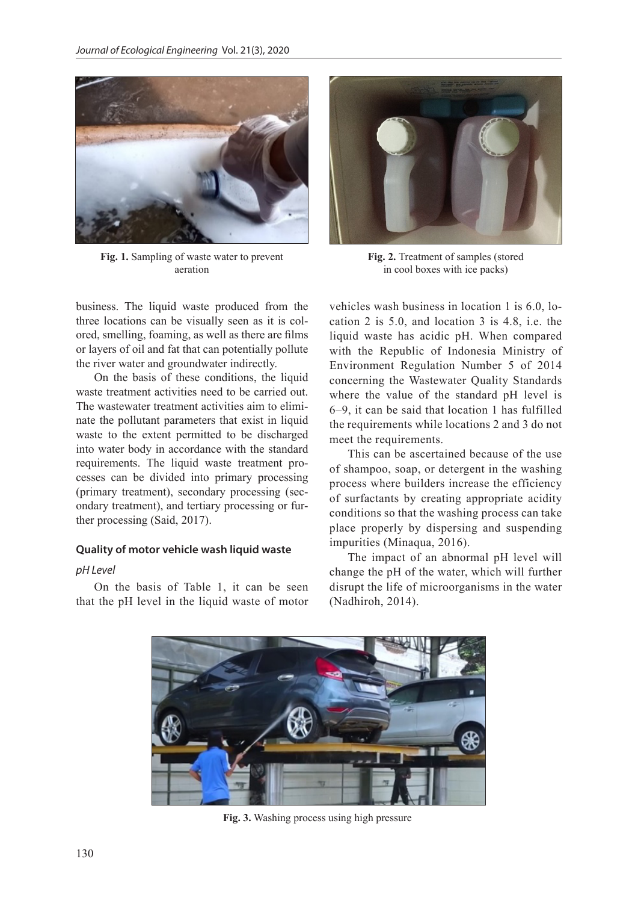Fig. 1. Sampling of waste water to prevent aeration

Fig. 2. Treatment of samples (stored in cool boxes with ice packs)

business. The liquid waste produced from the three locations can be visually seen as it is colored, smelling, foaming, as well as there are films or layers of oil and fat that can potentially pollute the river water and groundwater indirectly.

On the basis of these conditions, the liquid waste treatment activities need to be carried out. The wastewater treatment activities aim to eliminate the pollutant parameters that exist in liquid waste to the extent permitted to be discharged into water body in accordance with the standard requirements. The liquid waste treatment processes can be divided into primary processing (primary treatment), secondary processing (secondary treatment), and tertiary processing or further processing (Said, 2017).

### Quality of motor vehicle wash liquid waste

#### *pH Level*

On the basis of Table 1, it can be seen that the pH level in the liquid waste of motor vehicles wash business in location 1 is 6.0, location 2 is 5.0, and location 3 is 4.8, i.e. the liquid waste has acidic pH. When compared with the Republic of Indonesia Ministry of Environment Regulation Number 5 of 2014 concerning the Wastewater Quality Standards where the value of the standard pH level is 6–9, it can be said that location 1 has fulfilled the requirements while locations 2 and 3 do not meet the requirements.

This can be ascertained because of the use of shampoo, soap, or detergent in the washing process where builders increase the efficiency of surfactants by creating appropriate acidity conditions so that the washing process can take place properly by dispersing and suspending impurities (Minaqua, 2016).

The impact of an abnormal pH level will change the pH of the water, which will further disrupt the life of microorganisms in the water (Nadhiroh, 2014).

Fig. 3. Washing process using high pressure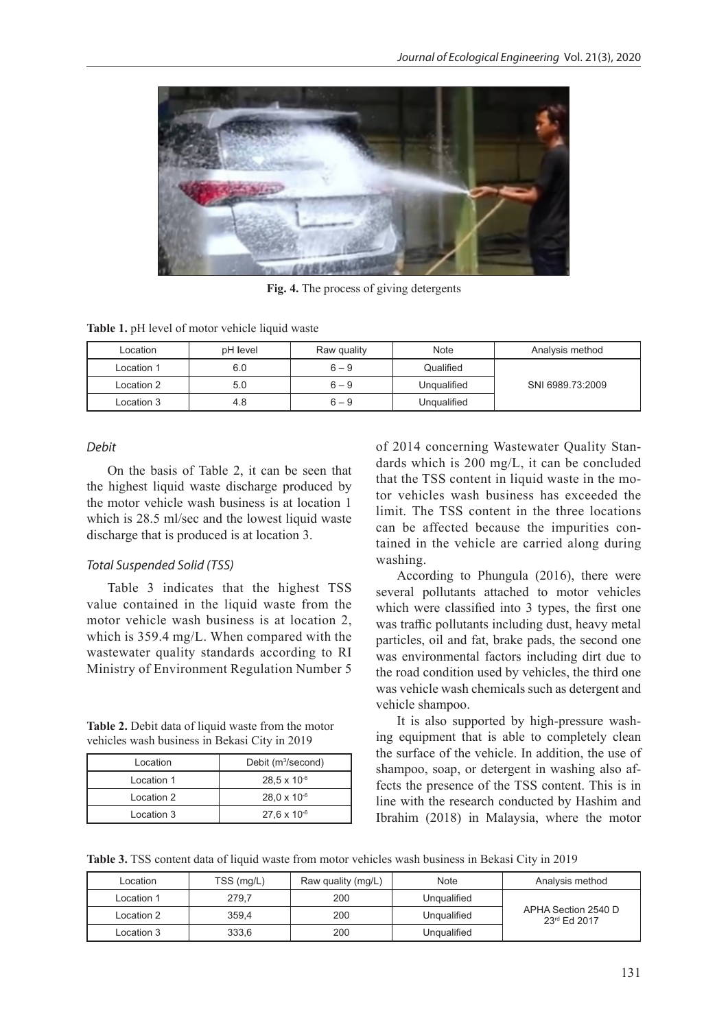Fig. 4. The process of giving detergents

**Table 1.** pH level of motor vehicle liquid waste

| Location | pH level | Raw quality | Note | Analysis method |
|---|---|---|---|---|
| Location 1 | 6.0 | 6 – 9 | Qualified | SNI 6989.73:2009 |
| Location 2 | 5.0 | 6 – 9 | Unqualified | |
| Location 3 | 4.8 | 6 – 9 | Unqualified | |

### *Debit*

On the basis of Table 2, it can be seen that the highest liquid waste discharge produced by the motor vehicle wash business is at location 1 which is 28.5 ml/sec and the lowest liquid waste discharge that is produced is at location 3.

### *Total Suspended Solid (TSS)*

Table 3 indicates that the highest TSS value contained in the liquid waste from the motor vehicle wash business is at location 2, which is 359.4 mg/L. When compared with the wastewater quality standards according to RI Ministry of Environment Regulation Number 5 of 2014 concerning Wastewater Quality Standards which is 200 mg/L, it can be concluded that the TSS content in liquid waste in the motor vehicles wash business has exceeded the limit. The TSS content in the three locations can be affected because the impurities contained in the vehicle are carried along during washing.

**Table 2.** Debit data of liquid waste from the motor vehicles wash business in Bekasi City in 2019

| Location | Debit ($m^3$/second) |
|---|---|
| Location 1 | $28{,}5 \times 10^{-6}$ |
| Location 2 | $28{,}0 \times 10^{-6}$ |
| Location 3 | $27{,}6 \times 10^{-6}$ |

According to Phungula (2016), there were several pollutants attached to motor vehicles which were classified into 3 types, the first one was traffic pollutants including dust, heavy metal particles, oil and fat, brake pads, the second one was environmental factors including dirt due to the road condition used by vehicles, the third one was vehicle wash chemicals such as detergent and vehicle shampoo.

It is also supported by high-pressure washing equipment that is able to completely clean the surface of the vehicle. In addition, the use of shampoo, soap, or detergent in washing also affects the presence of the TSS content. This is in line with the research conducted by Hashim and Ibrahim (2018) in Malaysia, where the motor

**Table 3.** TSS content data of liquid waste from motor vehicles wash business in Bekasi City in 2019

| Location | TSS (mg/L) | Raw quality (mg/L) | Note | Analysis method |
|---|---|---|---|---|
| Location 1 | 279,7 | 200 | Unqualified | APHA Section 2540 D 23rd Ed 2017 |
| Location 2 | 359,4 | 200 | Unqualified | |
| Location 3 | 333,6 | 200 | Unqualified | |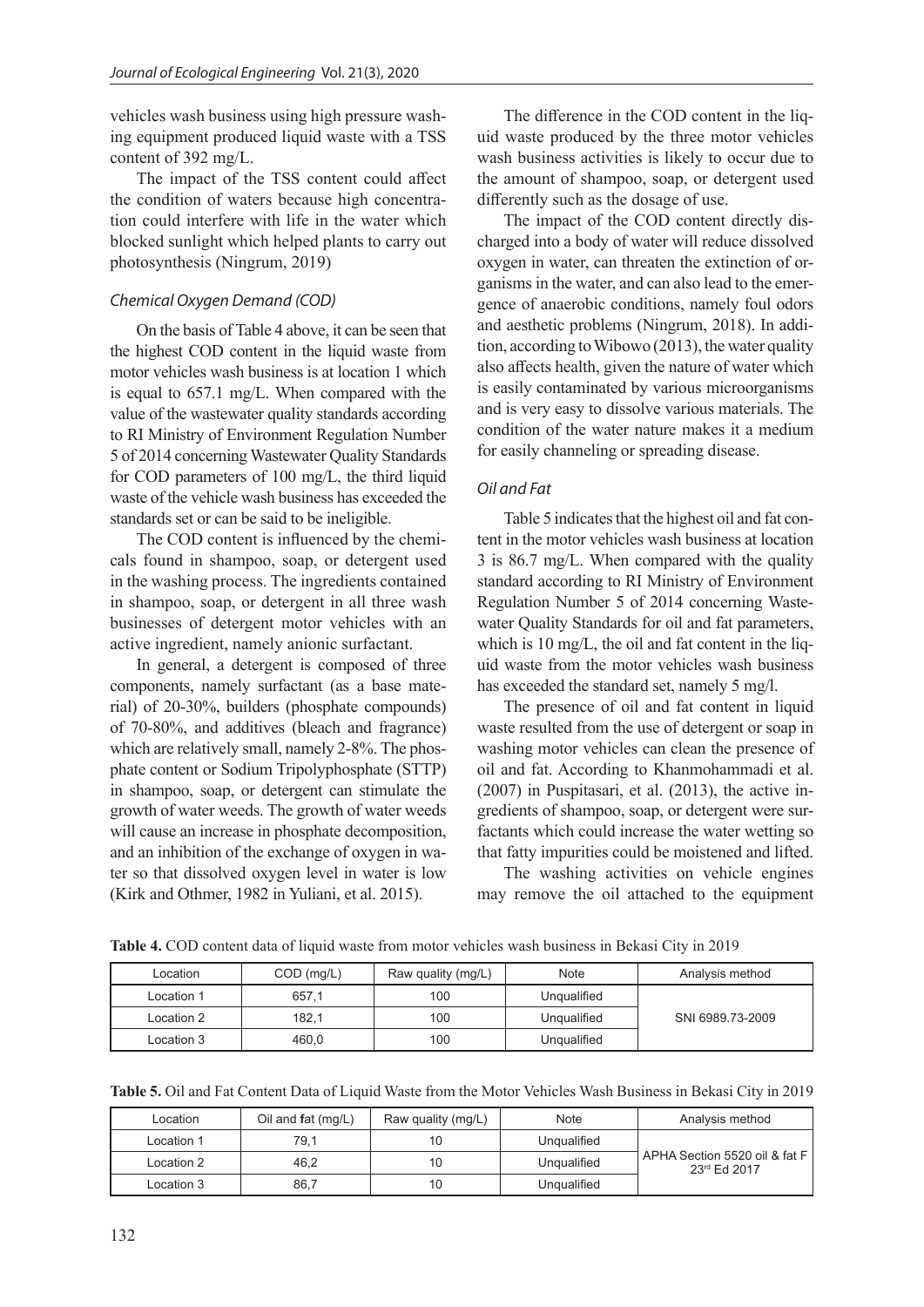vehicles wash business using high pressure washing equipment produced liquid waste with a TSS content of 392 mg/L.

The impact of the TSS content could affect the condition of waters because high concentration could interfere with life in the water which blocked sunlight which helped plants to carry out photosynthesis (Ningrum, 2019)

### *Chemical Oxygen Demand (COD)*

On the basis of Table 4 above, it can be seen that the highest COD content in the liquid waste from motor vehicles wash business is at location 1 which is equal to 657.1 mg/L. When compared with the value of the wastewater quality standards according to RI Ministry of Environment Regulation Number 5 of 2014 concerning Wastewater Quality Standards for COD parameters of 100 mg/L, the third liquid waste of the vehicle wash business has exceeded the standards set or can be said to be ineligible.

The COD content is influenced by the chemicals found in shampoo, soap, or detergent used in the washing process. The ingredients contained in shampoo, soap, or detergent in all three wash businesses of detergent motor vehicles with an active ingredient, namely anionic surfactant.

In general, a detergent is composed of three components, namely surfactant (as a base material) of 20-30%, builders (phosphate compounds) of 70-80%, and additives (bleach and fragrance) which are relatively small, namely 2-8%. The phosphate content or Sodium Tripolyphosphate (STTP) in shampoo, soap, or detergent can stimulate the growth of water weeds. The growth of water weeds will cause an increase in phosphate decomposition, and an inhibition of the exchange of oxygen in water so that dissolved oxygen level in water is low (Kirk and Othmer, 1982 in Yuliani, et al. 2015).

The difference in the COD content in the liquid waste produced by the three motor vehicles wash business activities is likely to occur due to the amount of shampoo, soap, or detergent used differently such as the dosage of use.

The impact of the COD content directly discharged into a body of water will reduce dissolved oxygen in water, can threaten the extinction of organisms in the water, and can also lead to the emergence of anaerobic conditions, namely foul odors and aesthetic problems (Ningrum, 2018). In addition, according to Wibowo (2013), the water quality also affects health, given the nature of water which is easily contaminated by various microorganisms and is very easy to dissolve various materials. The condition of the water nature makes it a medium for easily channeling or spreading disease.

### *Oil and Fat*

Table 5 indicates that the highest oil and fat content in the motor vehicles wash business at location 3 is 86.7 mg/L. When compared with the quality standard according to RI Ministry of Environment Regulation Number 5 of 2014 concerning Wastewater Quality Standards for oil and fat parameters, which is 10 mg/L, the oil and fat content in the liquid waste from the motor vehicles wash business has exceeded the standard set, namely 5 mg/l.

The presence of oil and fat content in liquid waste resulted from the use of detergent or soap in washing motor vehicles can clean the presence of oil and fat. According to Khanmohammadi et al. (2007) in Puspitasari, et al. (2013), the active ingredients of shampoo, soap, or detergent were surfactants which could increase the water wetting so that fatty impurities could be moistened and lifted.

The washing activities on vehicle engines may remove the oil attached to the equipment

**Table 4.** COD content data of liquid waste from motor vehicles wash business in Bekasi City in 2019

| Location | COD (mg/L) | Raw quality (mg/L) | Note | Analysis method |
|---|---|---|---|---|
| Location 1 | 657,1 | 100 | Unqualified | SNI 6989.73-2009 |
| Location 2 | 182,1 | 100 | Unqualified | |
| Location 3 | 460,0 | 100 | Unqualified | |

**Table 5.** Oil and Fat Content Data of Liquid Waste from the Motor Vehicles Wash Business in Bekasi City in 2019

| Location | Oil and fat (mg/L) | Raw quality (mg/L) | Note | Analysis method |
|---|---|---|---|---|
| Location 1 | 79,1 | 10 | Unqualified | APHA Section 5520 oil & fat F 23rd Ed 2017 |
| Location 2 | 46,2 | 10 | Unqualified | |
| Location 3 | 86,7 | 10 | Unqualified | |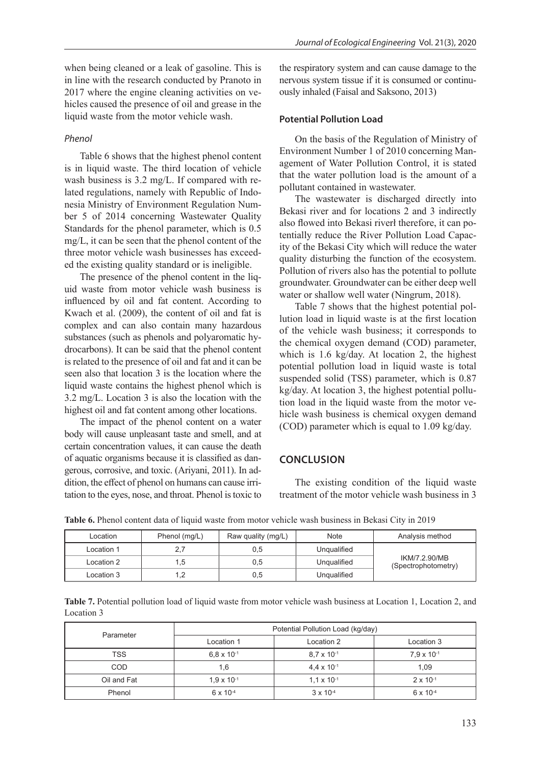when being cleaned or a leak of gasoline. This is in line with the research conducted by Pranoto in 2017 where the engine cleaning activities on vehicles caused the presence of oil and grease in the liquid waste from the motor vehicle wash.

### *Phenol*

Table 6 shows that the highest phenol content is in liquid waste. The third location of vehicle wash business is 3.2 mg/L. If compared with related regulations, namely with Republic of Indonesia Ministry of Environment Regulation Number 5 of 2014 concerning Wastewater Quality Standards for the phenol parameter, which is 0.5 mg/L, it can be seen that the phenol content of the three motor vehicle wash businesses has exceeded the existing quality standard or is ineligible.

The presence of the phenol content in the liquid waste from motor vehicle wash business is influenced by oil and fat content. According to Kwach et al. (2009), the content of oil and fat is complex and can also contain many hazardous substances (such as phenols and polyaromatic hydrocarbons). It can be said that the phenol content is related to the presence of oil and fat and it can be seen also that location 3 is the location where the liquid waste contains the highest phenol which is 3.2 mg/L. Location 3 is also the location with the highest oil and fat content among other locations.

The impact of the phenol content on a water body will cause unpleasant taste and smell, and at certain concentration values, it can cause the death of aquatic organisms because it is classified as dangerous, corrosive, and toxic. (Ariyani, 2011). In addition, the effect of phenol on humans can cause irritation to the eyes, nose, and throat. Phenol is toxic to the respiratory system and can cause damage to the nervous system tissue if it is consumed or continuously inhaled (Faisal and Saksono, 2013)

### Potential Pollution Load

On the basis of the Regulation of Ministry of Environment Number 1 of 2010 concerning Management of Water Pollution Control, it is stated that the water pollution load is the amount of a pollutant contained in wastewater.

The wastewater is discharged directly into Bekasi river and for locations 2 and 3 indirectly also flowed into Bekasi riverł therefore, it can potentially reduce the River Pollution Load Capacity of the Bekasi City which will reduce the water quality disturbing the function of the ecosystem. Pollution of rivers also has the potential to pollute groundwater. Groundwater can be either deep well water or shallow well water (Ningrum, 2018).

Table 7 shows that the highest potential pollution load in liquid waste is at the first location of the vehicle wash business; it corresponds to the chemical oxygen demand (COD) parameter, which is 1.6 kg/day. At location 2, the highest potential pollution load in liquid waste is total suspended solid (TSS) parameter, which is 0.87 kg/day. At location 3, the highest potential pollution load in the liquid waste from the motor vehicle wash business is chemical oxygen demand (COD) parameter which is equal to 1.09 kg/day.

## CONCLUSION

The existing condition of the liquid waste treatment of the motor vehicle wash business in 3

**Table 6.** Phenol content data of liquid waste from motor vehicle wash business in Bekasi City in 2019

| Location | Phenol (mg/L) | Raw quality (mg/L) | Note | Analysis method |
|---|---|---|---|---|
| Location 1 | 2,7 | 0,5 | Unqualified | IKM/7.2.90/MB (Spectrophotometry) |
| Location 2 | 1,5 | 0,5 | Unqualified | |
| Location 3 | 1,2 | 0,5 | Unqualified | |

**Table 7.** Potential pollution load of liquid waste from motor vehicle wash business at Location 1, Location 2, and Location 3

| Parameter | Potential Pollution Load (kg/day) | | |
|---|---|---|---|
| | Location 1 | Location 2 | Location 3 |
| TSS | $6{,}8 \times 10^{-1}$ | $8{,}7 \times 10^{-1}$ | $7{,}9 \times 10^{-1}$ |
| COD | 1,6 | $4{,}4 \times 10^{-1}$ | 1,09 |
| Oil and Fat | $1{,}9 \times 10^{-1}$ | $1{,}1 \times 10^{-1}$ | $2 \times 10^{-1}$ |
| Phenol | $6 \times 10^{-4}$ | $3 \times 10^{-4}$ | $6 \times 10^{-4}$ |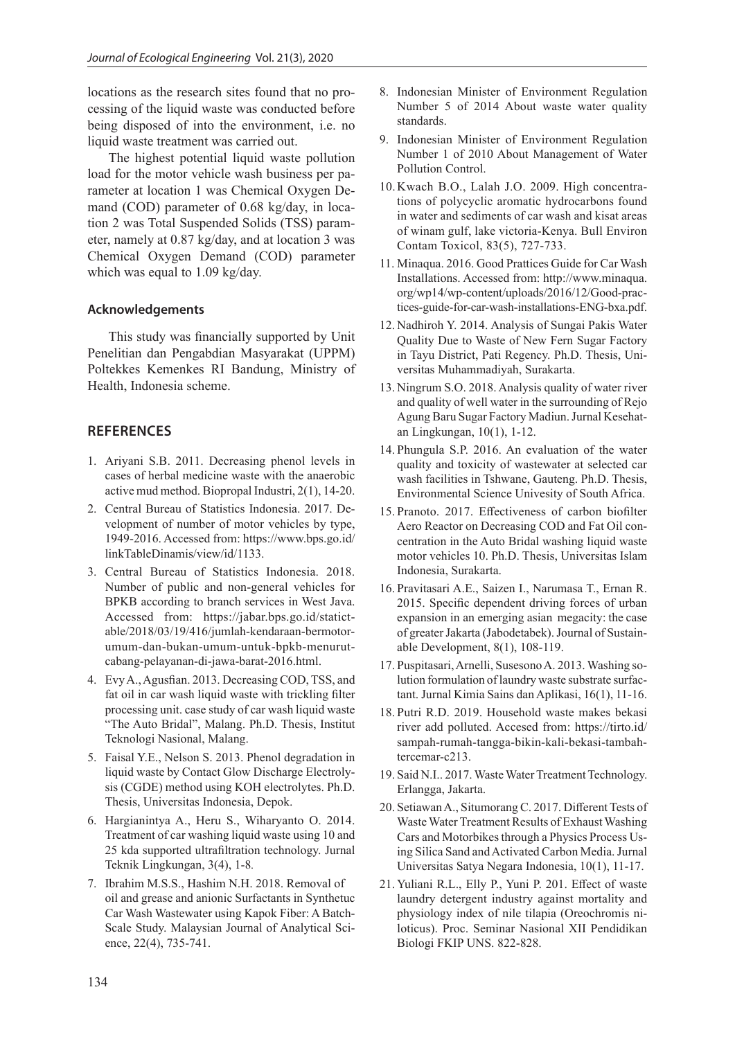locations as the research sites found that no processing of the liquid waste was conducted before being disposed of into the environment, i.e. no liquid waste treatment was carried out.

The highest potential liquid waste pollution load for the motor vehicle wash business per parameter at location 1 was Chemical Oxygen Demand (COD) parameter of 0.68 kg/day, in location 2 was Total Suspended Solids (TSS) parameter, namely at 0.87 kg/day, and at location 3 was Chemical Oxygen Demand (COD) parameter which was equal to 1.09 kg/day.

### Acknowledgements

This study was financially supported by Unit Penelitian dan Pengabdian Masyarakat (UPPM) Poltekkes Kemenkes RI Bandung, Ministry of Health, Indonesia scheme.

## REFERENCES

1. Ariyani S.B. 2011. Decreasing phenol levels in cases of herbal medicine waste with the anaerobic active mud method. Biopropal Industri, 2(1), 14-20.
2. Central Bureau of Statistics Indonesia. 2017. Development of number of motor vehicles by type, 1949-2016. Accessed from: https://www.bps.go.id/linkTableDinamis/view/id/1133.
3. Central Bureau of Statistics Indonesia. 2018. Number of public and non-general vehicles for BPKB according to branch services in West Java. Accessed from: https://jabar.bps.go.id/statictable/2018/03/19/416/jumlah-kendaraan-bermotor-umum-dan-bukan-umum-untuk-bpkb-menurut-cabang-pelayanan-di-jawa-barat-2016.html.
4. Evy A., Agusfian. 2013. Decreasing COD, TSS, and fat oil in car wash liquid waste with trickling filter processing unit. case study of car wash liquid waste "The Auto Bridal", Malang. Ph.D. Thesis, Institut Teknologi Nasional, Malang.
5. Faisal Y.E., Nelson S. 2013. Phenol degradation in liquid waste by Contact Glow Discharge Electrolysis (CGDE) method using KOH electrolytes. Ph.D. Thesis, Universitas Indonesia, Depok.
6. Hargianintya A., Heru S., Wiharyanto O. 2014. Treatment of car washing liquid waste using 10 and 25 kda supported ultrafiltration technology. Jurnal Teknik Lingkungan, 3(4), 1-8.
7. Ibrahim M.S.S., Hashim N.H. 2018. Removal of oil and grease and anionic Surfactants in Synthetuc Car Wash Wastewater using Kapok Fiber: A Batch-Scale Study. Malaysian Journal of Analytical Science, 22(4), 735-741.
8. Indonesian Minister of Environment Regulation Number 5 of 2014 About waste water quality standards.
9. Indonesian Minister of Environment Regulation Number 1 of 2010 About Management of Water Pollution Control.
10. Kwach B.O., Lalah J.O. 2009. High concentrations of polycyclic aromatic hydrocarbons found in water and sediments of car wash and kisat areas of winam gulf, lake victoria-Kenya. Bull Environ Contam Toxicol, 83(5), 727-733.
11. Minaqua. 2016. Good Prattices Guide for Car Wash Installations. Accessed from: http://www.minaqua.org/wp14/wp-content/uploads/2016/12/Good-practices-guide-for-car-wash-installations-ENG-bxa.pdf.
12. Nadhiroh Y. 2014. Analysis of Sungai Pakis Water Quality Due to Waste of New Fern Sugar Factory in Tayu District, Pati Regency. Ph.D. Thesis, Universitas Muhammadiyah, Surakarta.
13. Ningrum S.O. 2018. Analysis quality of water river and quality of well water in the surrounding of Rejo Agung Baru Sugar Factory Madiun. Jurnal Kesehatan Lingkungan, 10(1), 1-12.
14. Phungula S.P. 2016. An evaluation of the water quality and toxicity of wastewater at selected car wash facilities in Tshwane, Gauteng. Ph.D. Thesis, Environmental Science Univesity of South Africa.
15. Pranoto. 2017. Effectiveness of carbon biofilter Aero Reactor on Decreasing COD and Fat Oil concentration in the Auto Bridal washing liquid waste motor vehicles 10. Ph.D. Thesis, Universitas Islam Indonesia, Surakarta.
16. Pravitasari A.E., Saizen I., Narumasa T., Ernan R. 2015. Specific dependent driving forces of urban expansion in an emerging asian megacity: the case of greater Jakarta (Jabodetabek). Journal of Sustainable Development, 8(1), 108-119.
17. Puspitasari, Arnelli, Susesono A. 2013. Washing solution formulation of laundry waste substrate surfactant. Jurnal Kimia Sains dan Aplikasi, 16(1), 11-16.
18. Putri R.D. 2019. Household waste makes bekasi river add polluted. Accesed from: https://tirto.id/sampah-rumah-tangga-bikin-kali-bekasi-tambah-tercemar-c213.
19. Said N.I.. 2017. Waste Water Treatment Technology. Erlangga, Jakarta.
20. Setiawan A., Situmorang C. 2017. Different Tests of Waste Water Treatment Results of Exhaust Washing Cars and Motorbikes through a Physics Process Using Silica Sand and Activated Carbon Media. Jurnal Universitas Satya Negara Indonesia, 10(1), 11-17.
21. Yuliani R.L., Elly P., Yuni P. 201. Effect of waste laundry detergent industry against mortality and physiology index of nile tilapia (Oreochromis niloticus). Proc. Seminar Nasional XII Pendidikan Biologi FKIP UNS. 822-828.